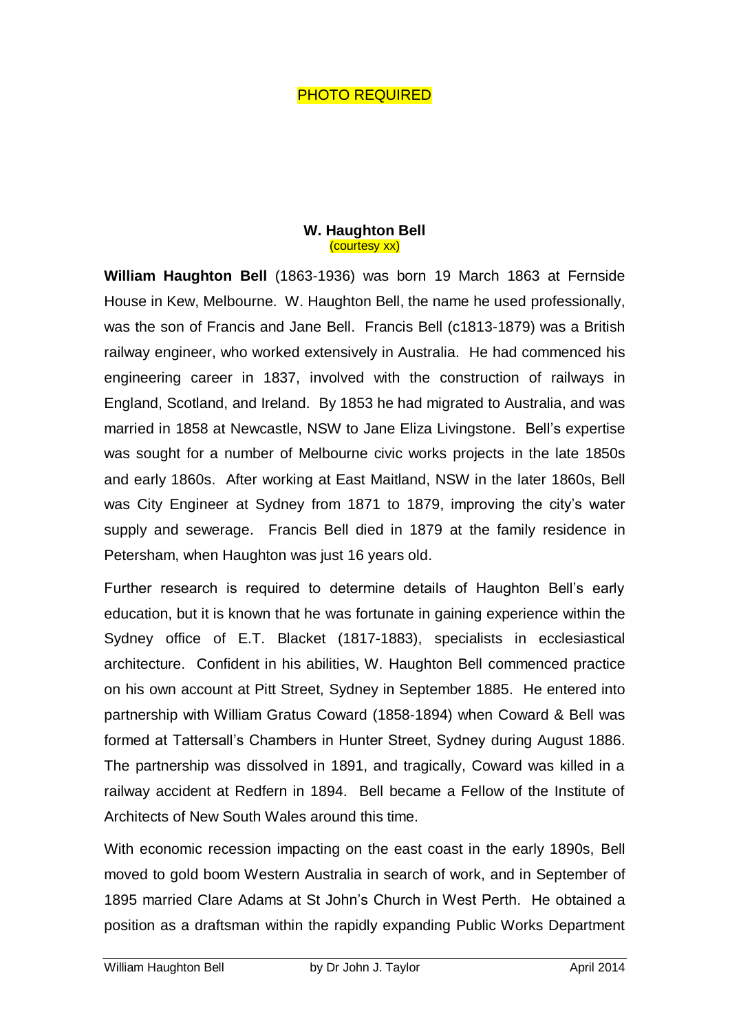PHOTO REQUIRED

**W. Haughton Bell**
(courtesy xx)

**William Haughton Bell** (1863-1936) was born 19 March 1863 at Fernside House in Kew, Melbourne. W. Haughton Bell, the name he used professionally, was the son of Francis and Jane Bell. Francis Bell (c1813-1879) was a British railway engineer, who worked extensively in Australia. He had commenced his engineering career in 1837, involved with the construction of railways in England, Scotland, and Ireland. By 1853 he had migrated to Australia, and was married in 1858 at Newcastle, NSW to Jane Eliza Livingstone. Bell's expertise was sought for a number of Melbourne civic works projects in the late 1850s and early 1860s. After working at East Maitland, NSW in the later 1860s, Bell was City Engineer at Sydney from 1871 to 1879, improving the city's water supply and sewerage. Francis Bell died in 1879 at the family residence in Petersham, when Haughton was just 16 years old.

Further research is required to determine details of Haughton Bell's early education, but it is known that he was fortunate in gaining experience within the Sydney office of E.T. Blacket (1817-1883), specialists in ecclesiastical architecture. Confident in his abilities, W. Haughton Bell commenced practice on his own account at Pitt Street, Sydney in September 1885. He entered into partnership with William Gratus Coward (1858-1894) when Coward & Bell was formed at Tattersall's Chambers in Hunter Street, Sydney during August 1886. The partnership was dissolved in 1891, and tragically, Coward was killed in a railway accident at Redfern in 1894. Bell became a Fellow of the Institute of Architects of New South Wales around this time.

With economic recession impacting on the east coast in the early 1890s, Bell moved to gold boom Western Australia in search of work, and in September of 1895 married Clare Adams at St John's Church in West Perth. He obtained a position as a draftsman within the rapidly expanding Public Works Department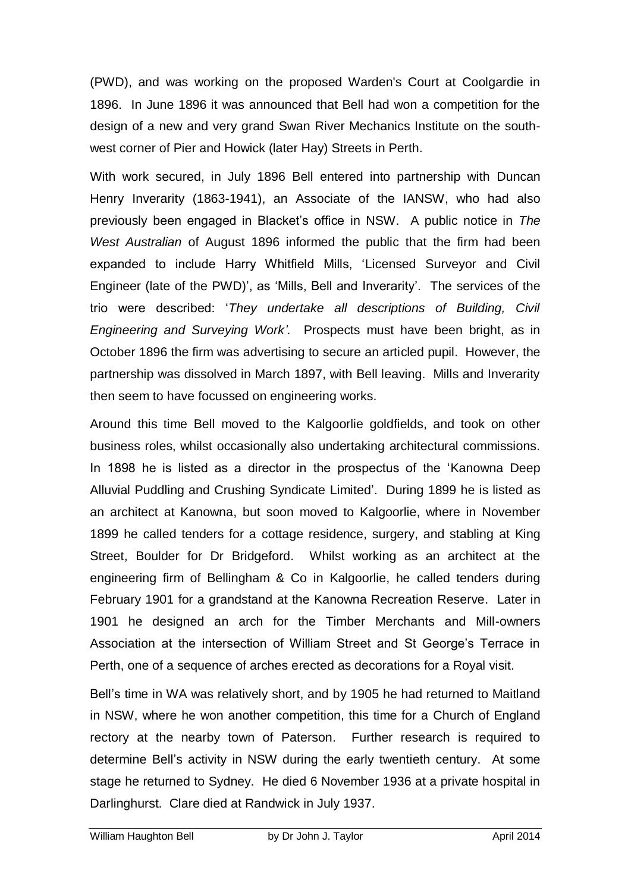(PWD), and was working on the proposed Warden's Court at Coolgardie in 1896. In June 1896 it was announced that Bell had won a competition for the design of a new and very grand Swan River Mechanics Institute on the south-west corner of Pier and Howick (later Hay) Streets in Perth.

With work secured, in July 1896 Bell entered into partnership with Duncan Henry Inverarity (1863-1941), an Associate of the IANSW, who had also previously been engaged in Blacket's office in NSW. A public notice in *The West Australian* of August 1896 informed the public that the firm had been expanded to include Harry Whitfield Mills, 'Licensed Surveyor and Civil Engineer (late of the PWD)', as 'Mills, Bell and Inverarity'. The services of the trio were described: '*They undertake all descriptions of Building, Civil Engineering and Surveying Work'.* Prospects must have been bright, as in October 1896 the firm was advertising to secure an articled pupil. However, the partnership was dissolved in March 1897, with Bell leaving. Mills and Inverarity then seem to have focussed on engineering works.

Around this time Bell moved to the Kalgoorlie goldfields, and took on other business roles, whilst occasionally also undertaking architectural commissions. In 1898 he is listed as a director in the prospectus of the 'Kanowna Deep Alluvial Puddling and Crushing Syndicate Limited'. During 1899 he is listed as an architect at Kanowna, but soon moved to Kalgoorlie, where in November 1899 he called tenders for a cottage residence, surgery, and stabling at King Street, Boulder for Dr Bridgeford. Whilst working as an architect at the engineering firm of Bellingham & Co in Kalgoorlie, he called tenders during February 1901 for a grandstand at the Kanowna Recreation Reserve. Later in 1901 he designed an arch for the Timber Merchants and Mill-owners Association at the intersection of William Street and St George's Terrace in Perth, one of a sequence of arches erected as decorations for a Royal visit.

Bell's time in WA was relatively short, and by 1905 he had returned to Maitland in NSW, where he won another competition, this time for a Church of England rectory at the nearby town of Paterson. Further research is required to determine Bell's activity in NSW during the early twentieth century. At some stage he returned to Sydney. He died 6 November 1936 at a private hospital in Darlinghurst. Clare died at Randwick in July 1937.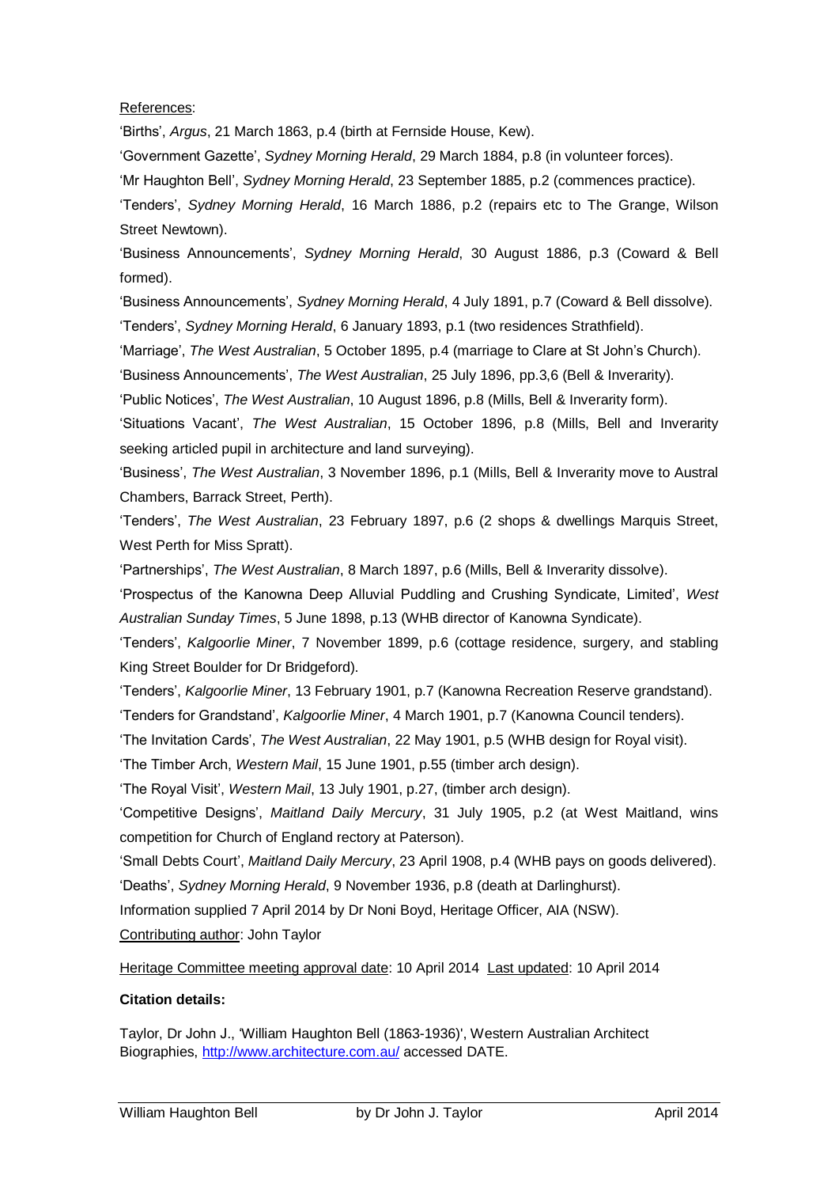References:

'Births', *Argus*, 21 March 1863, p.4 (birth at Fernside House, Kew).

'Government Gazette', *Sydney Morning Herald*, 29 March 1884, p.8 (in volunteer forces).

'Mr Haughton Bell', *Sydney Morning Herald*, 23 September 1885, p.2 (commences practice).

'Tenders', *Sydney Morning Herald*, 16 March 1886, p.2 (repairs etc to The Grange, Wilson Street Newtown).

'Business Announcements', *Sydney Morning Herald*, 30 August 1886, p.3 (Coward & Bell formed).

'Business Announcements', *Sydney Morning Herald*, 4 July 1891, p.7 (Coward & Bell dissolve).

'Tenders', *Sydney Morning Herald*, 6 January 1893, p.1 (two residences Strathfield).

'Marriage', *The West Australian*, 5 October 1895, p.4 (marriage to Clare at St John's Church).

'Business Announcements', *The West Australian*, 25 July 1896, pp.3,6 (Bell & Inverarity).

'Public Notices', *The West Australian*, 10 August 1896, p.8 (Mills, Bell & Inverarity form).

'Situations Vacant', *The West Australian*, 15 October 1896, p.8 (Mills, Bell and Inverarity seeking articled pupil in architecture and land surveying).

'Business', *The West Australian*, 3 November 1896, p.1 (Mills, Bell & Inverarity move to Austral Chambers, Barrack Street, Perth).

'Tenders', *The West Australian*, 23 February 1897, p.6 (2 shops & dwellings Marquis Street, West Perth for Miss Spratt).

'Partnerships', *The West Australian*, 8 March 1897, p.6 (Mills, Bell & Inverarity dissolve).

'Prospectus of the Kanowna Deep Alluvial Puddling and Crushing Syndicate, Limited', *West Australian Sunday Times*, 5 June 1898, p.13 (WHB director of Kanowna Syndicate).

'Tenders', *Kalgoorlie Miner*, 7 November 1899, p.6 (cottage residence, surgery, and stabling King Street Boulder for Dr Bridgeford).

'Tenders', *Kalgoorlie Miner*, 13 February 1901, p.7 (Kanowna Recreation Reserve grandstand).

'Tenders for Grandstand', *Kalgoorlie Miner*, 4 March 1901, p.7 (Kanowna Council tenders).

'The Invitation Cards', *The West Australian*, 22 May 1901, p.5 (WHB design for Royal visit).

'The Timber Arch, *Western Mail*, 15 June 1901, p.55 (timber arch design).

'The Royal Visit', *Western Mail*, 13 July 1901, p.27, (timber arch design).

'Competitive Designs', *Maitland Daily Mercury*, 31 July 1905, p.2 (at West Maitland, wins competition for Church of England rectory at Paterson).

'Small Debts Court', *Maitland Daily Mercury*, 23 April 1908, p.4 (WHB pays on goods delivered).

'Deaths', *Sydney Morning Herald*, 9 November 1936, p.8 (death at Darlinghurst).

Information supplied 7 April 2014 by Dr Noni Boyd, Heritage Officer, AIA (NSW).

Contributing author: John Taylor

Heritage Committee meeting approval date: 10 April 2014 Last updated: 10 April 2014

**Citation details:**

Taylor, Dr John J., 'William Haughton Bell (1863-1936)', Western Australian Architect Biographies, http://www.architecture.com.au/ accessed DATE.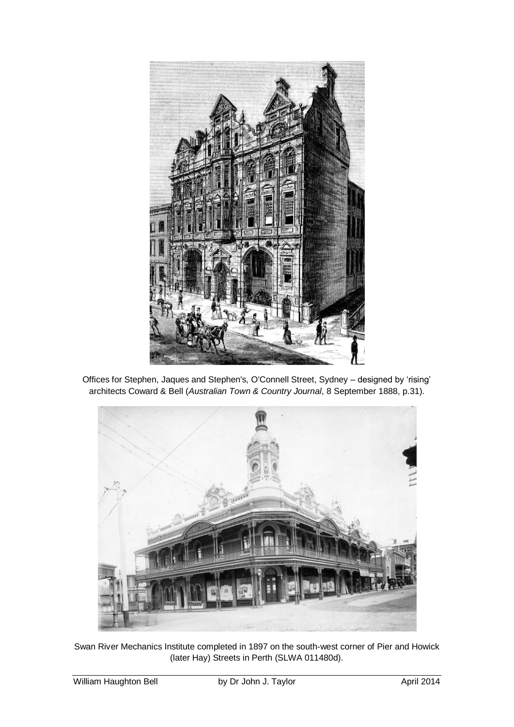Offices for Stephen, Jaques and Stephen's, O'Connell Street, Sydney – designed by 'rising' architects Coward & Bell (*Australian Town & Country Journal*, 8 September 1888, p.31).

Swan River Mechanics Institute completed in 1897 on the south-west corner of Pier and Howick (later Hay) Streets in Perth (SLWA 011480d).